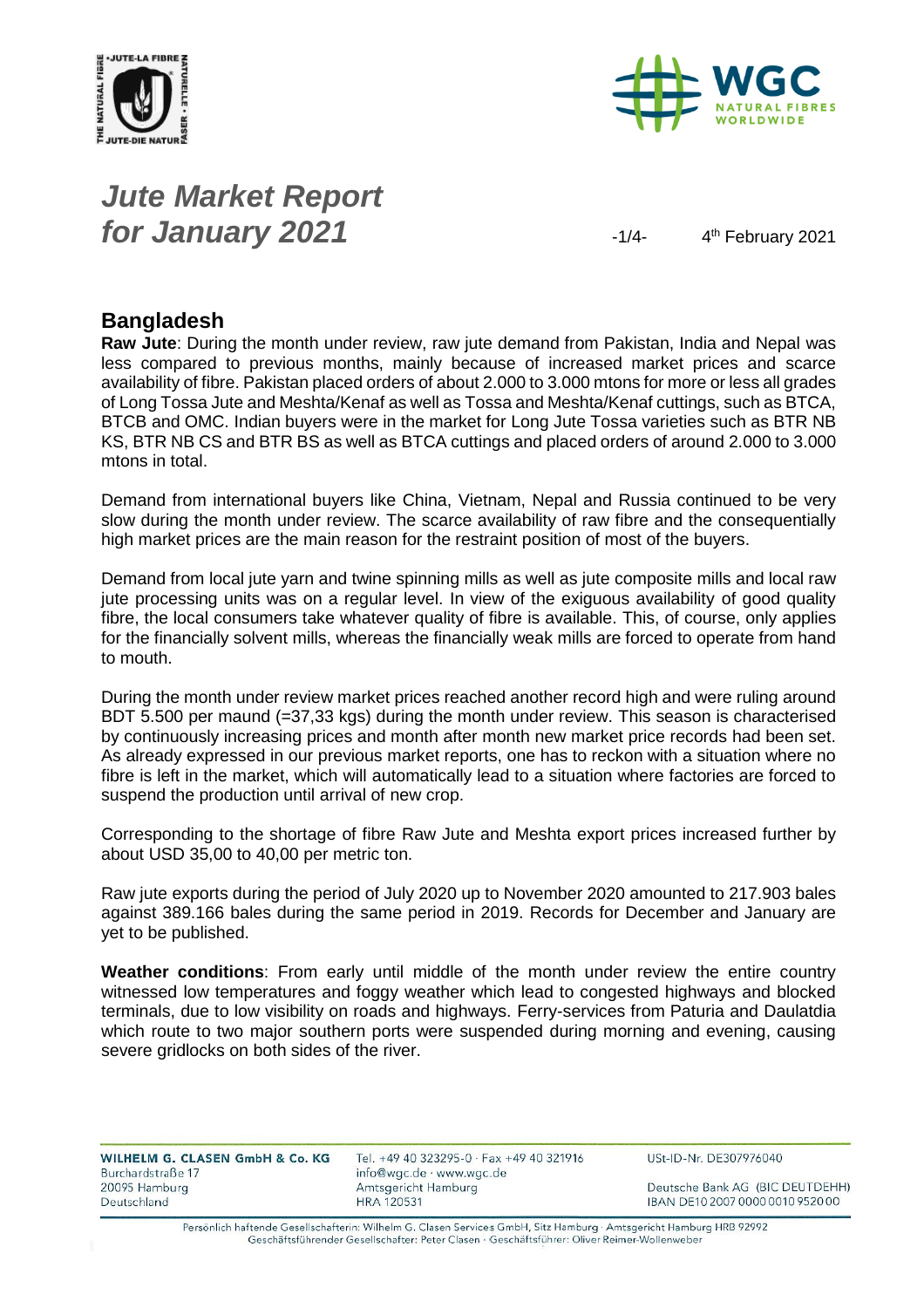# Jute Market Report for January 2021

4th February 2021

## Bangladesh

**Raw Jute**: During the month under review, raw jute demand from Pakistan, India and Nepal was less compared to previous months, mainly because of increased market prices and scarce availability of fibre. Pakistan placed orders of about 2.000 to 3.000 mtons for more or less all grades of Long Tossa Jute and Meshta/Kenaf as well as Tossa and Meshta/Kenaf cuttings, such as BTCA, BTCB and OMC. Indian buyers were in the market for Long Jute Tossa varieties such as BTR NB KS, BTR NB CS and BTR BS as well as BTCA cuttings and placed orders of around 2.000 to 3.000 mtons in total.

Demand from international buyers like China, Vietnam, Nepal and Russia continued to be very slow during the month under review. The scarce availability of raw fibre and the consequentially high market prices are the main reason for the restraint position of most of the buyers.

Demand from local jute yarn and twine spinning mills as well as jute composite mills and local raw jute processing units was on a regular level. In view of the exiguous availability of good quality fibre, the local consumers take whatever quality of fibre is available. This, of course, only applies for the financially solvent mills, whereas the financially weak mills are forced to operate from hand to mouth.

During the month under review market prices reached another record high and were ruling around BDT 5.500 per maund (=37,33 kgs) during the month under review. This season is characterised by continuously increasing prices and month after month new market price records had been set. As already expressed in our previous market reports, one has to reckon with a situation where no fibre is left in the market, which will automatically lead to a situation where factories are forced to suspend the production until arrival of new crop.

Corresponding to the shortage of fibre Raw Jute and Meshta export prices increased further by about USD 35,00 to 40,00 per metric ton.

Raw jute exports during the period of July 2020 up to November 2020 amounted to 217.903 bales against 389.166 bales during the same period in 2019. Records for December and January are yet to be published.

**Weather conditions**: From early until middle of the month under review the entire country witnessed low temperatures and foggy weather which lead to congested highways and blocked terminals, due to low visibility on roads and highways. Ferry-services from Paturia and Daulatdia which route to two major southern ports were suspended during morning and evening, causing severe gridlocks on both sides of the river.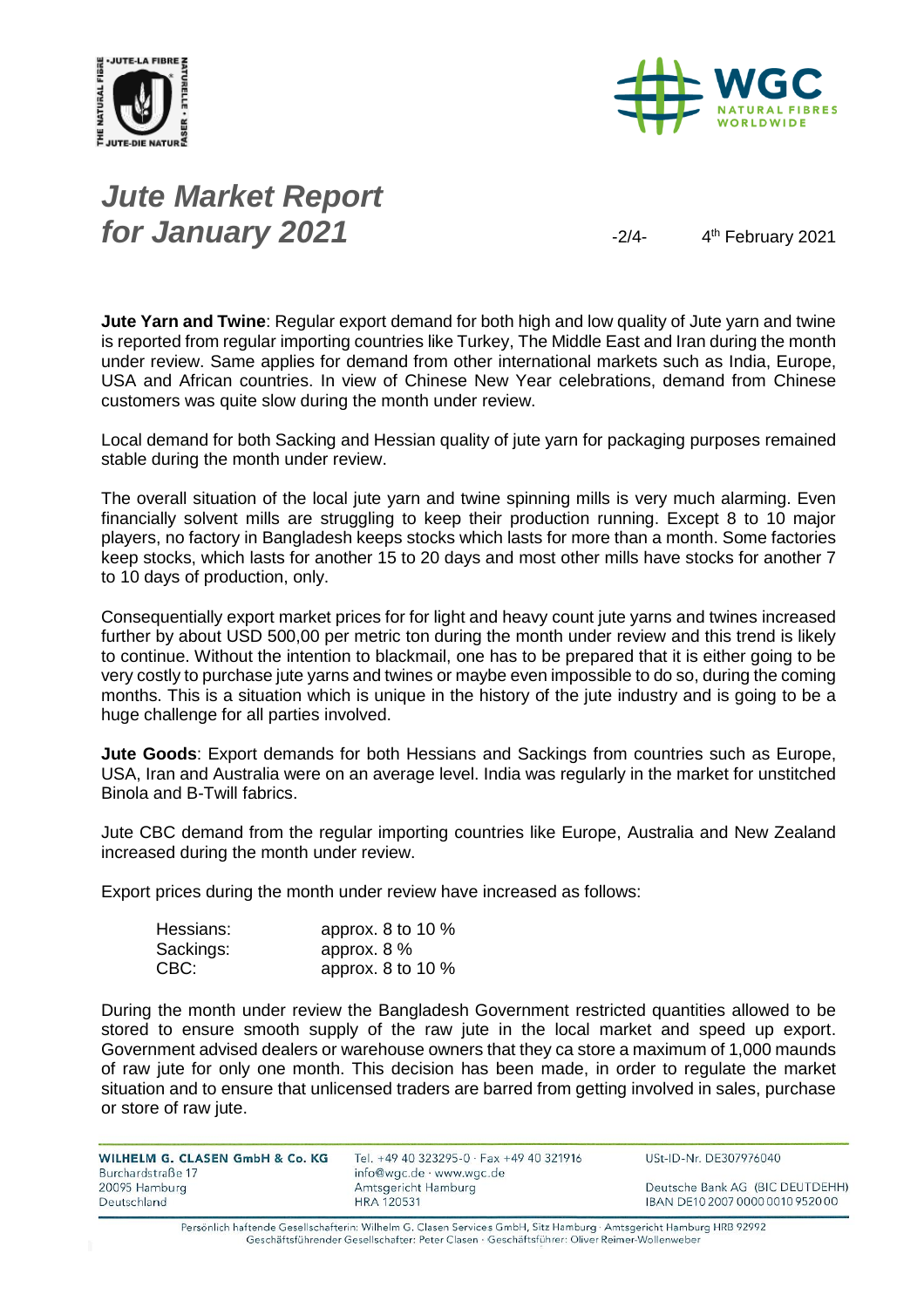# *Jute Market Report for January 2021*

4th February 2021

**Jute Yarn and Twine**: Regular export demand for both high and low quality of Jute yarn and twine is reported from regular importing countries like Turkey, The Middle East and Iran during the month under review. Same applies for demand from other international markets such as India, Europe, USA and African countries. In view of Chinese New Year celebrations, demand from Chinese customers was quite slow during the month under review.

Local demand for both Sacking and Hessian quality of jute yarn for packaging purposes remained stable during the month under review.

The overall situation of the local jute yarn and twine spinning mills is very much alarming. Even financially solvent mills are struggling to keep their production running. Except 8 to 10 major players, no factory in Bangladesh keeps stocks which lasts for more than a month. Some factories keep stocks, which lasts for another 15 to 20 days and most other mills have stocks for another 7 to 10 days of production, only.

Consequentially export market prices for for light and heavy count jute yarns and twines increased further by about USD 500,00 per metric ton during the month under review and this trend is likely to continue. Without the intention to blackmail, one has to be prepared that it is either going to be very costly to purchase jute yarns and twines or maybe even impossible to do so, during the coming months. This is a situation which is unique in the history of the jute industry and is going to be a huge challenge for all parties involved.

**Jute Goods**: Export demands for both Hessians and Sackings from countries such as Europe, USA, Iran and Australia were on an average level. India was regularly in the market for unstitched Binola and B-Twill fabrics.

Jute CBC demand from the regular importing countries like Europe, Australia and New Zealand increased during the month under review.

Export prices during the month under review have increased as follows:

| | |
|---|---|
| Hessians: | approx. 8 to 10 % |
| Sackings: | approx. 8 % |
| CBC: | approx. 8 to 10 % |

During the month under review the Bangladesh Government restricted quantities allowed to be stored to ensure smooth supply of the raw jute in the local market and speed up export. Government advised dealers or warehouse owners that they ca store a maximum of 1,000 maunds of raw jute for only one month. This decision has been made, in order to regulate the market situation and to ensure that unlicensed traders are barred from getting involved in sales, purchase or store of raw jute.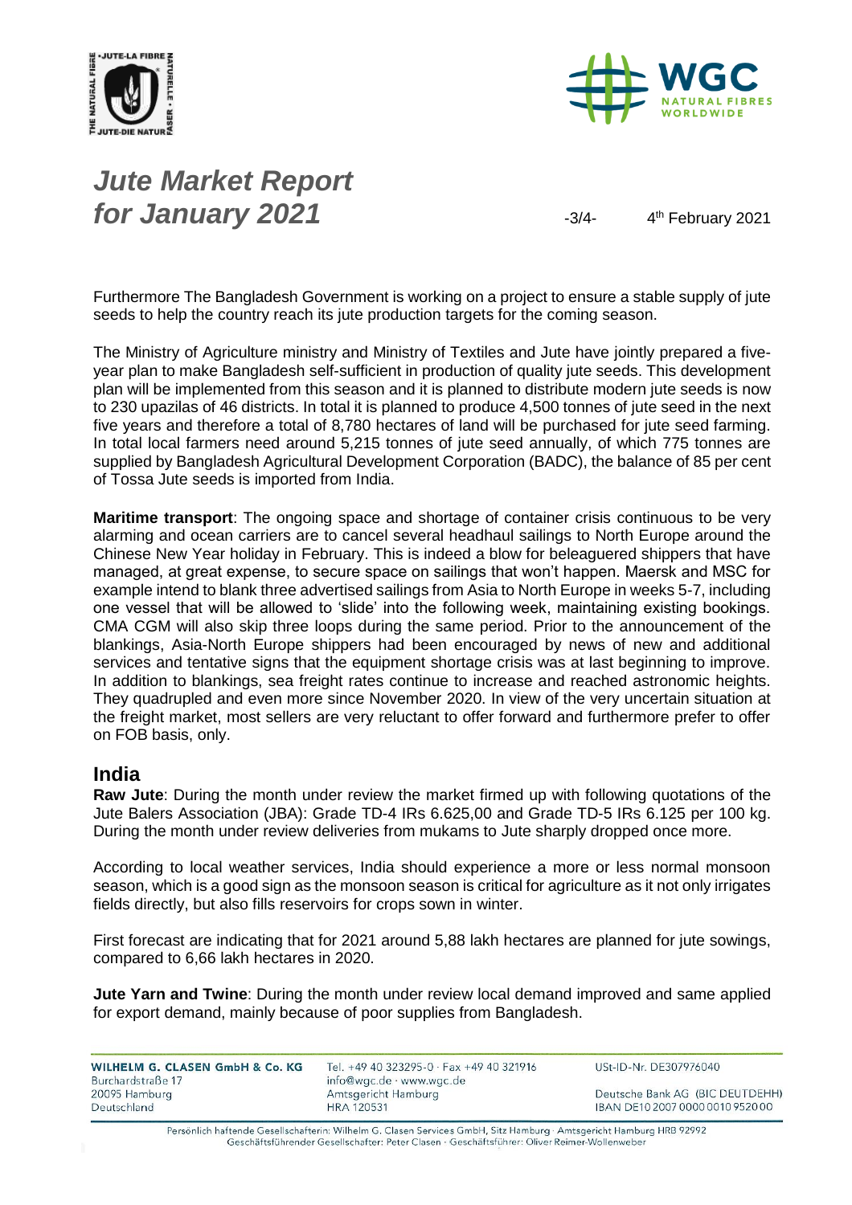Furthermore The Bangladesh Government is working on a project to ensure a stable supply of jute seeds to help the country reach its jute production targets for the coming season.

The Ministry of Agriculture ministry and Ministry of Textiles and Jute have jointly prepared a five-year plan to make Bangladesh self-sufficient in production of quality jute seeds. This development plan will be implemented from this season and it is planned to distribute modern jute seeds is now to 230 upazilas of 46 districts. In total it is planned to produce 4,500 tonnes of jute seed in the next five years and therefore a total of 8,780 hectares of land will be purchased for jute seed farming. In total local farmers need around 5,215 tonnes of jute seed annually, of which 775 tonnes are supplied by Bangladesh Agricultural Development Corporation (BADC), the balance of 85 per cent of Tossa Jute seeds is imported from India.

**Maritime transport**: The ongoing space and shortage of container crisis continuous to be very alarming and ocean carriers are to cancel several headhaul sailings to North Europe around the Chinese New Year holiday in February. This is indeed a blow for beleaguered shippers that have managed, at great expense, to secure space on sailings that won't happen. Maersk and MSC for example intend to blank three advertised sailings from Asia to North Europe in weeks 5-7, including one vessel that will be allowed to 'slide' into the following week, maintaining existing bookings. CMA CGM will also skip three loops during the same period. Prior to the announcement of the blankings, Asia-North Europe shippers had been encouraged by news of new and additional services and tentative signs that the equipment shortage crisis was at last beginning to improve. In addition to blankings, sea freight rates continue to increase and reached astronomic heights. They quadrupled and even more since November 2020. In view of the very uncertain situation at the freight market, most sellers are very reluctant to offer forward and furthermore prefer to offer on FOB basis, only.

## India

**Raw Jute**: During the month under review the market firmed up with following quotations of the Jute Balers Association (JBA): Grade TD-4 IRs 6.625,00 and Grade TD-5 IRs 6.125 per 100 kg. During the month under review deliveries from mukams to Jute sharply dropped once more.

According to local weather services, India should experience a more or less normal monsoon season, which is a good sign as the monsoon season is critical for agriculture as it not only irrigates fields directly, but also fills reservoirs for crops sown in winter.

First forecast are indicating that for 2021 around 5,88 lakh hectares are planned for jute sowings, compared to 6,66 lakh hectares in 2020.

**Jute Yarn and Twine**: During the month under review local demand improved and same applied for export demand, mainly because of poor supplies from Bangladesh.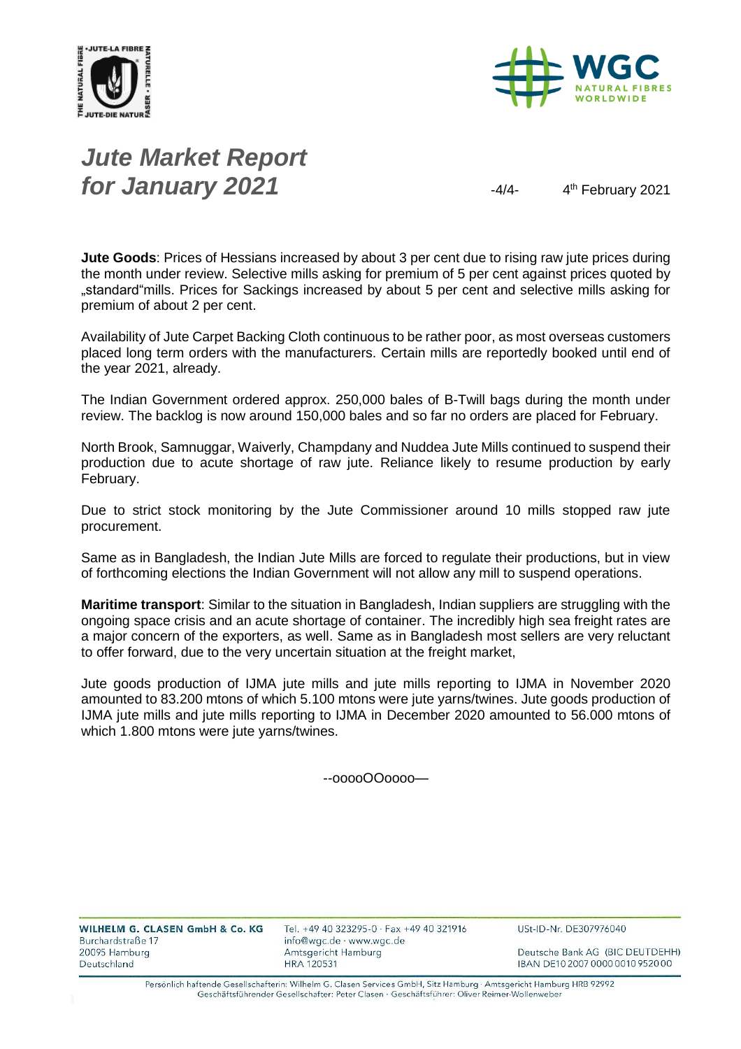# *Jute Market Report for January 2021*

4th February 2021

**Jute Goods**: Prices of Hessians increased by about 3 per cent due to rising raw jute prices during the month under review. Selective mills asking for premium of 5 per cent against prices quoted by „standard"mills. Prices for Sackings increased by about 5 per cent and selective mills asking for premium of about 2 per cent.

Availability of Jute Carpet Backing Cloth continuous to be rather poor, as most overseas customers placed long term orders with the manufacturers. Certain mills are reportedly booked until end of the year 2021, already.

The Indian Government ordered approx. 250,000 bales of B-Twill bags during the month under review. The backlog is now around 150,000 bales and so far no orders are placed for February.

North Brook, Samnuggar, Waiverly, Champdany and Nuddea Jute Mills continued to suspend their production due to acute shortage of raw jute. Reliance likely to resume production by early February.

Due to strict stock monitoring by the Jute Commissioner around 10 mills stopped raw jute procurement.

Same as in Bangladesh, the Indian Jute Mills are forced to regulate their productions, but in view of forthcoming elections the Indian Government will not allow any mill to suspend operations.

**Maritime transport**: Similar to the situation in Bangladesh, Indian suppliers are struggling with the ongoing space crisis and an acute shortage of container. The incredibly high sea freight rates are a major concern of the exporters, as well. Same as in Bangladesh most sellers are very reluctant to offer forward, due to the very uncertain situation at the freight market,

Jute goods production of IJMA jute mills and jute mills reporting to IJMA in November 2020 amounted to 83.200 mtons of which 5.100 mtons were jute yarns/twines. Jute goods production of IJMA jute mills and jute mills reporting to IJMA in December 2020 amounted to 56.000 mtons of which 1.800 mtons were jute yarns/twines.

--ooooOOoooo—